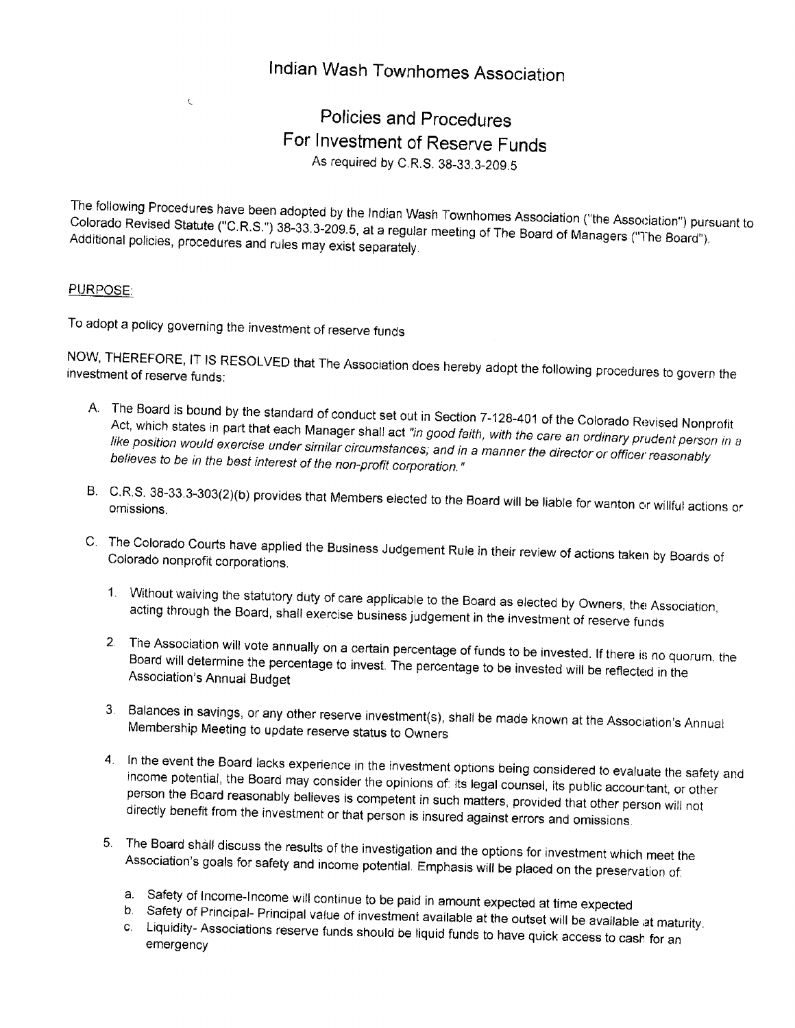# Indian Wash Townhomes Association

## Policies and Procedures
## For Investment of Reserve Funds

As required by C.R.S. 38-33.3-209.5

The following Procedures have been adopted by the Indian Wash Townhomes Association ("the Association") pursuant to Colorado Revised Statute ("C.R.S.") 38-33.3-209.5, at a regular meeting of The Board of Managers ("The Board"). Additional policies, procedures and rules may exist separately.

PURPOSE:

To adopt a policy governing the investment of reserve funds

NOW, THEREFORE, IT IS RESOLVED that The Association does hereby adopt the following procedures to govern the investment of reserve funds:

A. The Board is bound by the standard of conduct set out in Section 7-128-401 of the Colorado Revised Nonprofit Act, which states in part that each Manager shall act *"in good faith, with the care an ordinary prudent person in a like position would exercise under similar circumstances; and in a manner the director or officer reasonably believes to be in the best interest of the non-profit corporation."*

B. C.R.S. 38-33.3-303(2)(b) provides that Members elected to the Board will be liable for wanton or willful actions or omissions.

C. The Colorado Courts have applied the Business Judgement Rule in their review of actions taken by Boards of Colorado nonprofit corporations.

   1. Without waiving the statutory duty of care applicable to the Board as elected by Owners, the Association, acting through the Board, shall exercise business judgement in the investment of reserve funds

   2. The Association will vote annually on a certain percentage of funds to be invested. If there is no quorum, the Board will determine the percentage to invest. The percentage to be invested will be reflected in the Association's Annual Budget

   3. Balances in savings, or any other reserve investment(s), shall be made known at the Association's Annual Membership Meeting to update reserve status to Owners

   4. In the event the Board lacks experience in the investment options being considered to evaluate the safety and income potential, the Board may consider the opinions of: its legal counsel, its public accountant, or other person the Board reasonably believes is competent in such matters, provided that other person will not directly benefit from the investment or that person is insured against errors and omissions.

   5. The Board shall discuss the results of the investigation and the options for investment which meet the Association's goals for safety and income potential. Emphasis will be placed on the preservation of:

      a. Safety of Income-Income will continue to be paid in amount expected at time expected
      b. Safety of Principal- Principal value of investment available at the outset will be available at maturity.
      c. Liquidity- Associations reserve funds should be liquid funds to have quick access to cash for an emergency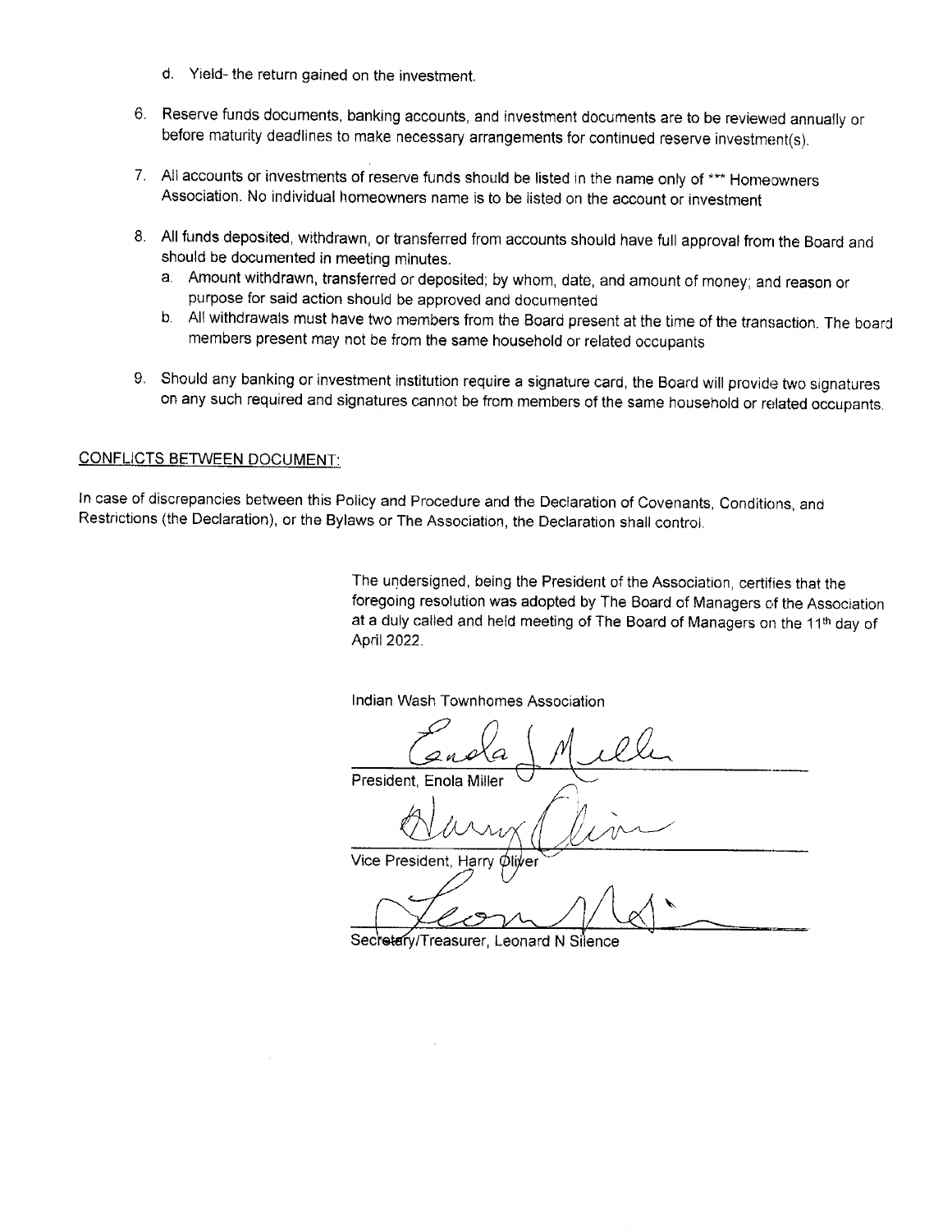d. Yield- the return gained on the investment.

6. Reserve funds documents, banking accounts, and investment documents are to be reviewed annually or before maturity deadlines to make necessary arrangements for continued reserve investment(s).

7. All accounts or investments of reserve funds should be listed in the name only of *** Homeowners Association. No individual homeowners name is to be listed on the account or investment

8. All funds deposited, withdrawn, or transferred from accounts should have full approval from the Board and should be documented in meeting minutes.
   a. Amount withdrawn, transferred or deposited; by whom, date, and amount of money; and reason or purpose for said action should be approved and documented
   b. All withdrawals must have two members from the Board present at the time of the transaction. The board members present may not be from the same household or related occupants

9. Should any banking or investment institution require a signature card, the Board will provide two signatures on any such required and signatures cannot be from members of the same household or related occupants.

<u>CONFLICTS BETWEEN DOCUMENT:</u>

In case of discrepancies between this Policy and Procedure and the Declaration of Covenants, Conditions, and Restrictions (the Declaration), or the Bylaws or The Association, the Declaration shall control.

The undersigned, being the President of the Association, certifies that the foregoing resolution was adopted by The Board of Managers of the Association at a duly called and held meeting of The Board of Managers on the 11th day of April 2022.

Indian Wash Townhomes Association

President, Enola Miller

Vice President, Harry Oliver

Secretary/Treasurer, Leonard N Silence